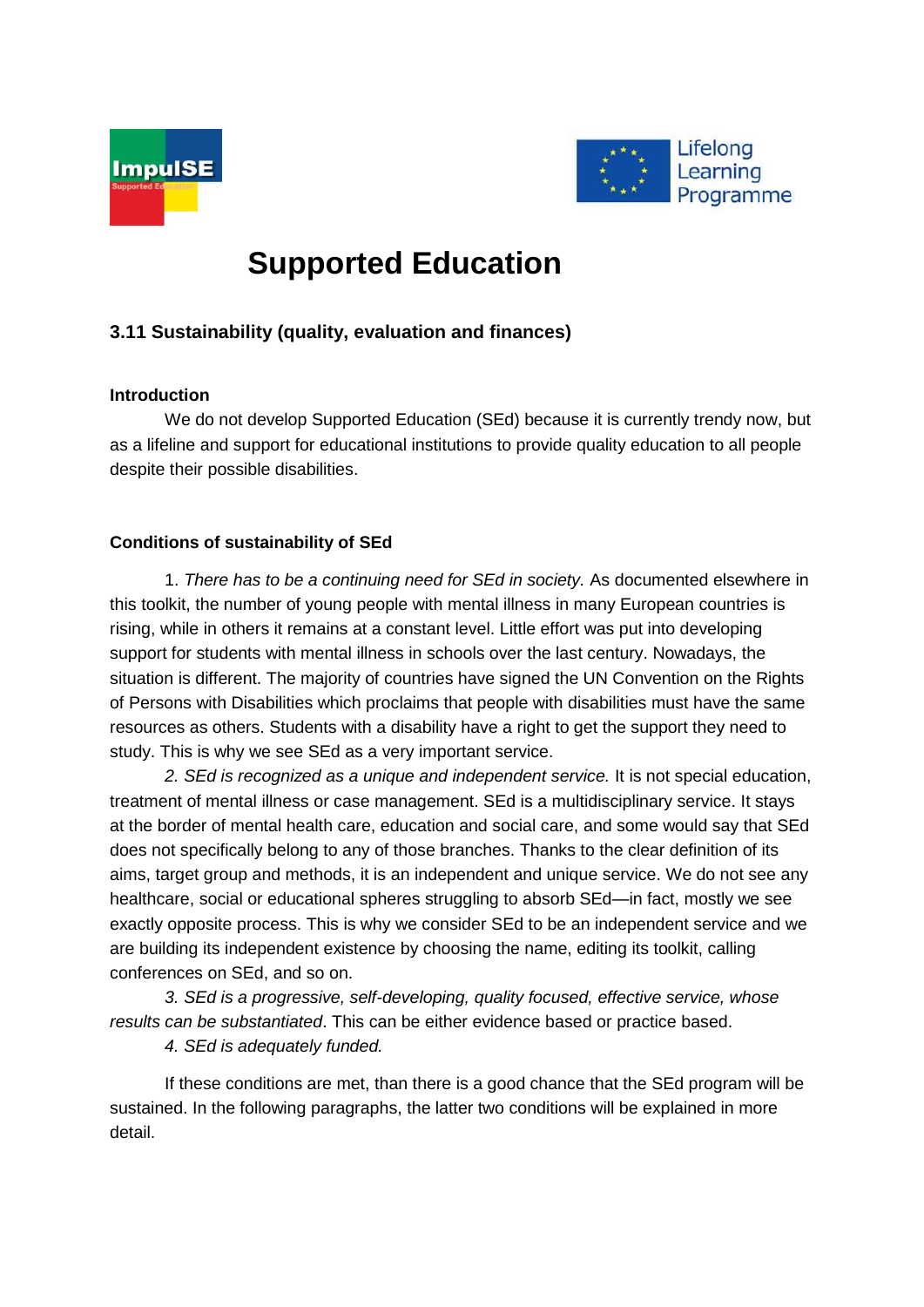# Supported Education

## 3.11 Sustainability (quality, evaluation and finances)

### Introduction

We do not develop Supported Education (SEd) because it is currently trendy now, but as a lifeline and support for educational institutions to provide quality education to all people despite their possible disabilities.

### Conditions of sustainability of SEd

1. *There has to be a continuing need for SEd in society.* As documented elsewhere in this toolkit, the number of young people with mental illness in many European countries is rising, while in others it remains at a constant level. Little effort was put into developing support for students with mental illness in schools over the last century. Nowadays, the situation is different. The majority of countries have signed the UN Convention on the Rights of Persons with Disabilities which proclaims that people with disabilities must have the same resources as others. Students with a disability have a right to get the support they need to study. This is why we see SEd as a very important service.

2. *SEd is recognized as a unique and independent service.* It is not special education, treatment of mental illness or case management. SEd is a multidisciplinary service. It stays at the border of mental health care, education and social care, and some would say that SEd does not specifically belong to any of those branches. Thanks to the clear definition of its aims, target group and methods, it is an independent and unique service. We do not see any healthcare, social or educational spheres struggling to absorb SEd—in fact, mostly we see exactly opposite process. This is why we consider SEd to be an independent service and we are building its independent existence by choosing the name, editing its toolkit, calling conferences on SEd, and so on.

3. *SEd is a progressive, self-developing, quality focused, effective service, whose results can be substantiated*. This can be either evidence based or practice based.

4. *SEd is adequately funded.*

If these conditions are met, than there is a good chance that the SEd program will be sustained. In the following paragraphs, the latter two conditions will be explained in more detail.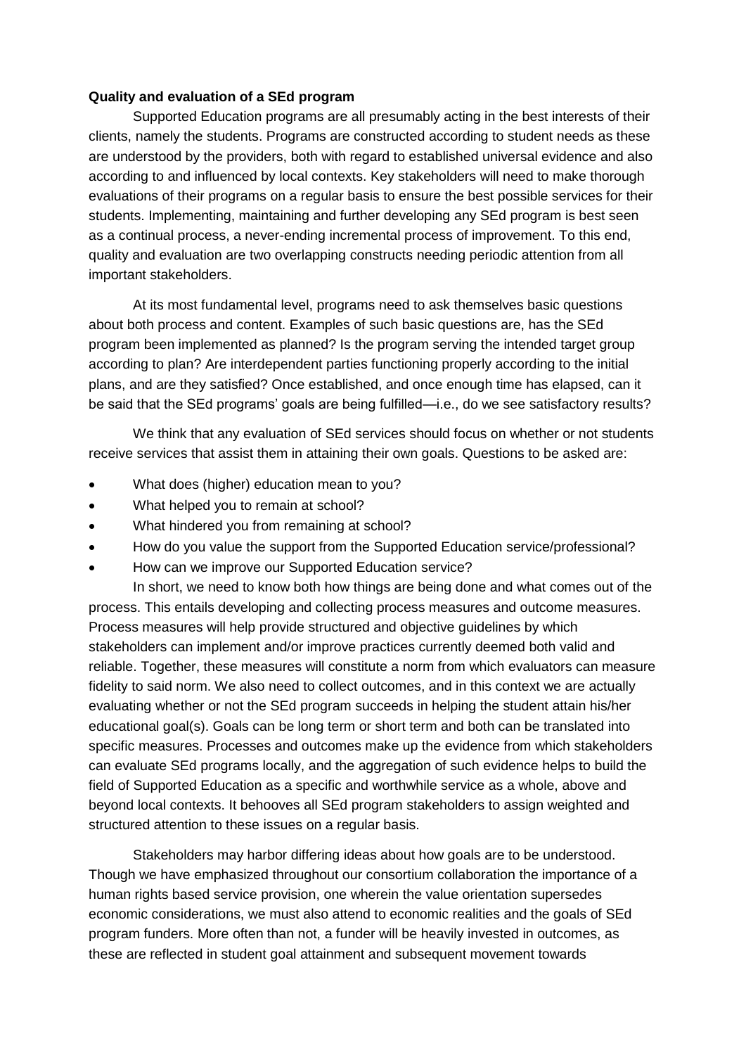**Quality and evaluation of a SEd program**

Supported Education programs are all presumably acting in the best interests of their clients, namely the students. Programs are constructed according to student needs as these are understood by the providers, both with regard to established universal evidence and also according to and influenced by local contexts. Key stakeholders will need to make thorough evaluations of their programs on a regular basis to ensure the best possible services for their students. Implementing, maintaining and further developing any SEd program is best seen as a continual process, a never-ending incremental process of improvement. To this end, quality and evaluation are two overlapping constructs needing periodic attention from all important stakeholders.

At its most fundamental level, programs need to ask themselves basic questions about both process and content. Examples of such basic questions are, has the SEd program been implemented as planned? Is the program serving the intended target group according to plan? Are interdependent parties functioning properly according to the initial plans, and are they satisfied? Once established, and once enough time has elapsed, can it be said that the SEd programs' goals are being fulfilled—i.e., do we see satisfactory results?

We think that any evaluation of SEd services should focus on whether or not students receive services that assist them in attaining their own goals. Questions to be asked are:

- What does (higher) education mean to you?
- What helped you to remain at school?
- What hindered you from remaining at school?
- How do you value the support from the Supported Education service/professional?
- How can we improve our Supported Education service?

In short, we need to know both how things are being done and what comes out of the process. This entails developing and collecting process measures and outcome measures. Process measures will help provide structured and objective guidelines by which stakeholders can implement and/or improve practices currently deemed both valid and reliable. Together, these measures will constitute a norm from which evaluators can measure fidelity to said norm. We also need to collect outcomes, and in this context we are actually evaluating whether or not the SEd program succeeds in helping the student attain his/her educational goal(s). Goals can be long term or short term and both can be translated into specific measures. Processes and outcomes make up the evidence from which stakeholders can evaluate SEd programs locally, and the aggregation of such evidence helps to build the field of Supported Education as a specific and worthwhile service as a whole, above and beyond local contexts. It behooves all SEd program stakeholders to assign weighted and structured attention to these issues on a regular basis.

Stakeholders may harbor differing ideas about how goals are to be understood. Though we have emphasized throughout our consortium collaboration the importance of a human rights based service provision, one wherein the value orientation supersedes economic considerations, we must also attend to economic realities and the goals of SEd program funders. More often than not, a funder will be heavily invested in outcomes, as these are reflected in student goal attainment and subsequent movement towards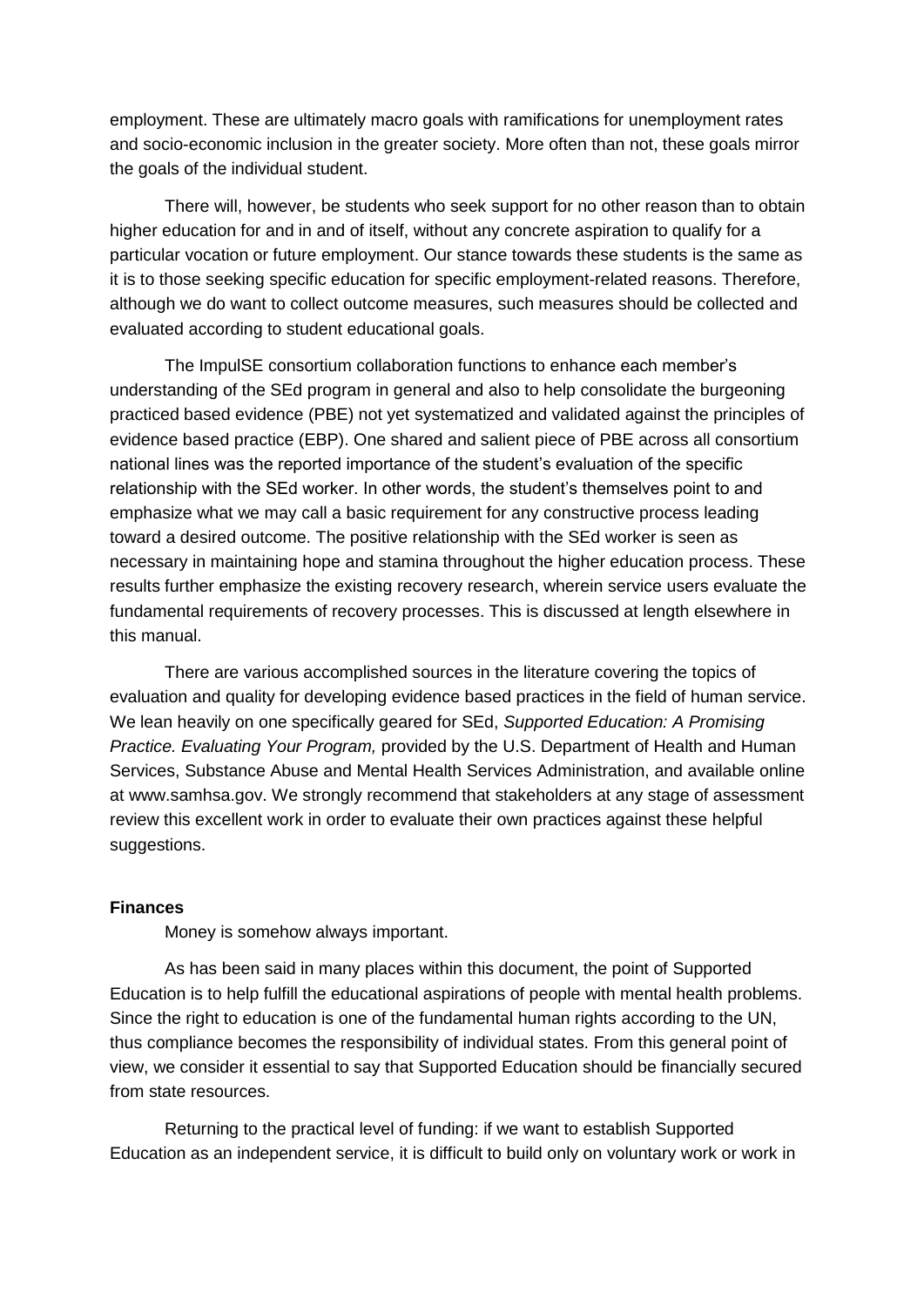employment. These are ultimately macro goals with ramifications for unemployment rates and socio-economic inclusion in the greater society. More often than not, these goals mirror the goals of the individual student.

There will, however, be students who seek support for no other reason than to obtain higher education for and in and of itself, without any concrete aspiration to qualify for a particular vocation or future employment. Our stance towards these students is the same as it is to those seeking specific education for specific employment-related reasons. Therefore, although we do want to collect outcome measures, such measures should be collected and evaluated according to student educational goals.

The ImpulSE consortium collaboration functions to enhance each member's understanding of the SEd program in general and also to help consolidate the burgeoning practiced based evidence (PBE) not yet systematized and validated against the principles of evidence based practice (EBP). One shared and salient piece of PBE across all consortium national lines was the reported importance of the student's evaluation of the specific relationship with the SEd worker. In other words, the student's themselves point to and emphasize what we may call a basic requirement for any constructive process leading toward a desired outcome. The positive relationship with the SEd worker is seen as necessary in maintaining hope and stamina throughout the higher education process. These results further emphasize the existing recovery research, wherein service users evaluate the fundamental requirements of recovery processes. This is discussed at length elsewhere in this manual.

There are various accomplished sources in the literature covering the topics of evaluation and quality for developing evidence based practices in the field of human service. We lean heavily on one specifically geared for SEd, *Supported Education: A Promising Practice. Evaluating Your Program,* provided by the U.S. Department of Health and Human Services, Substance Abuse and Mental Health Services Administration, and available online at www.samhsa.gov. We strongly recommend that stakeholders at any stage of assessment review this excellent work in order to evaluate their own practices against these helpful suggestions.

**Finances**

Money is somehow always important.

As has been said in many places within this document, the point of Supported Education is to help fulfill the educational aspirations of people with mental health problems. Since the right to education is one of the fundamental human rights according to the UN, thus compliance becomes the responsibility of individual states. From this general point of view, we consider it essential to say that Supported Education should be financially secured from state resources.

Returning to the practical level of funding: if we want to establish Supported Education as an independent service, it is difficult to build only on voluntary work or work in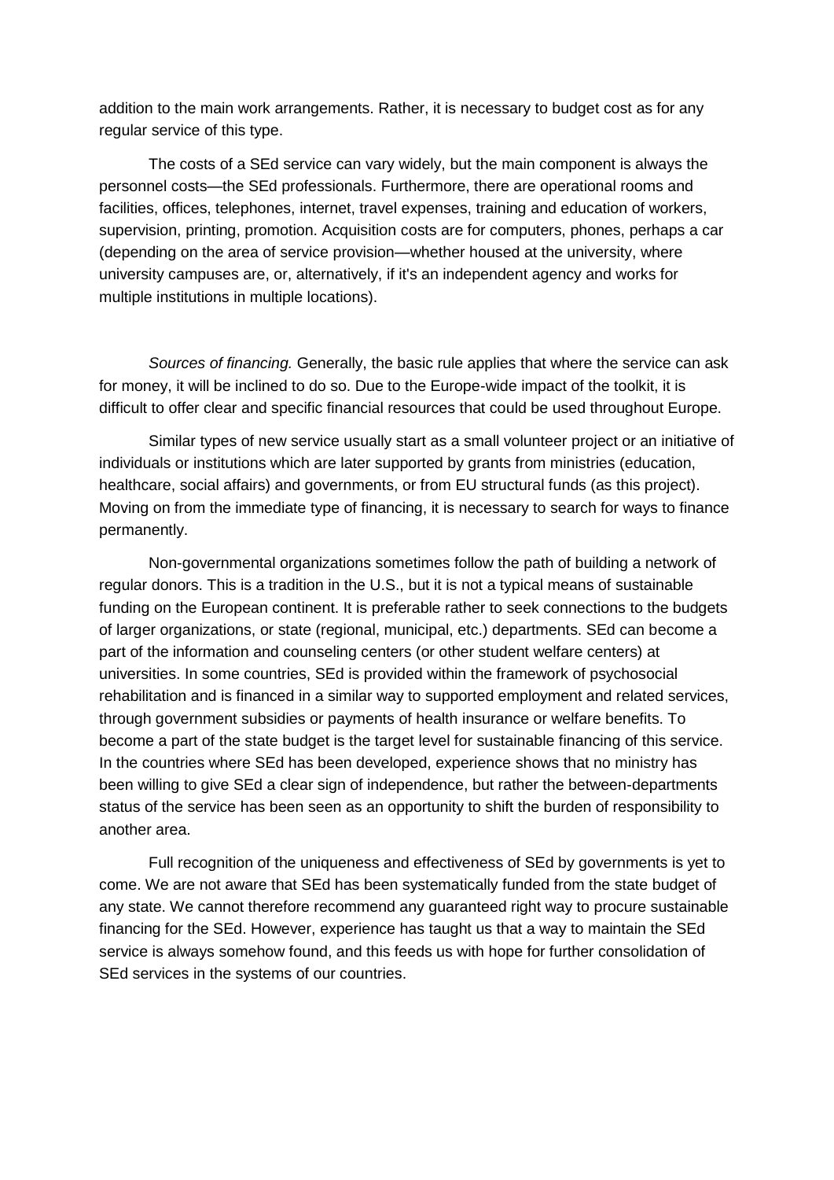addition to the main work arrangements. Rather, it is necessary to budget cost as for any regular service of this type.

The costs of a SEd service can vary widely, but the main component is always the personnel costs—the SEd professionals. Furthermore, there are operational rooms and facilities, offices, telephones, internet, travel expenses, training and education of workers, supervision, printing, promotion. Acquisition costs are for computers, phones, perhaps a car (depending on the area of service provision—whether housed at the university, where university campuses are, or, alternatively, if it's an independent agency and works for multiple institutions in multiple locations).

*Sources of financing.* Generally, the basic rule applies that where the service can ask for money, it will be inclined to do so. Due to the Europe-wide impact of the toolkit, it is difficult to offer clear and specific financial resources that could be used throughout Europe.

Similar types of new service usually start as a small volunteer project or an initiative of individuals or institutions which are later supported by grants from ministries (education, healthcare, social affairs) and governments, or from EU structural funds (as this project). Moving on from the immediate type of financing, it is necessary to search for ways to finance permanently.

Non-governmental organizations sometimes follow the path of building a network of regular donors. This is a tradition in the U.S., but it is not a typical means of sustainable funding on the European continent. It is preferable rather to seek connections to the budgets of larger organizations, or state (regional, municipal, etc.) departments. SEd can become a part of the information and counseling centers (or other student welfare centers) at universities. In some countries, SEd is provided within the framework of psychosocial rehabilitation and is financed in a similar way to supported employment and related services, through government subsidies or payments of health insurance or welfare benefits. To become a part of the state budget is the target level for sustainable financing of this service. In the countries where SEd has been developed, experience shows that no ministry has been willing to give SEd a clear sign of independence, but rather the between-departments status of the service has been seen as an opportunity to shift the burden of responsibility to another area.

Full recognition of the uniqueness and effectiveness of SEd by governments is yet to come. We are not aware that SEd has been systematically funded from the state budget of any state. We cannot therefore recommend any guaranteed right way to procure sustainable financing for the SEd. However, experience has taught us that a way to maintain the SEd service is always somehow found, and this feeds us with hope for further consolidation of SEd services in the systems of our countries.